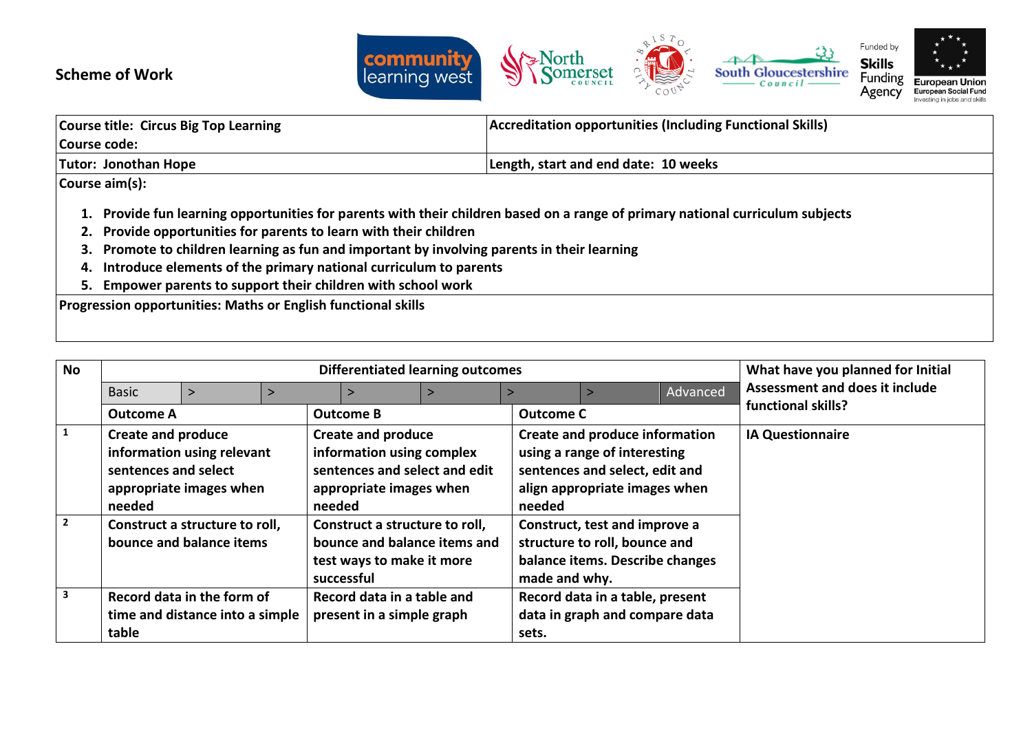**Scheme of Work**

| Course title: Circus Big Top Learning<br>Course code: | Accreditation opportunities (Including Functional Skills) |
|---|---|
| Tutor: Jonothan Hope | Length, start and end date: 10 weeks |

**Course aim(s):**

1. **Provide fun learning opportunities for parents with their children based on a range of primary national curriculum subjects**
2. **Provide opportunities for parents to learn with their children**
3. **Promote to children learning as fun and important by involving parents in their learning**
4. **Introduce elements of the primary national curriculum to parents**
5. **Empower parents to support their children with school work**

**Progression opportunities: Maths or English functional skills**

| No | Differentiated learning outcomes | | | What have you planned for Initial Assessment and does it include functional skills? |
|---|---|---|---|---|
| | Basic > > > > > > Advanced | | | |
| | **Outcome A** | **Outcome B** | **Outcome C** | |
| 1 | Create and produce information using relevant sentences and select appropriate images when needed | Create and produce information using complex sentences and select and edit appropriate images when needed | Create and produce information using a range of interesting sentences and select, edit and align appropriate images when needed | IA Questionnaire |
| 2 | Construct a structure to roll, bounce and balance items | Construct a structure to roll, bounce and balance items and test ways to make it more successful | Construct, test and improve a structure to roll, bounce and balance items. Describe changes made and why. | |
| 3 | Record data in the form of time and distance into a simple table | Record data in a table and present in a simple graph | Record data in a table, present data in graph and compare data sets. | |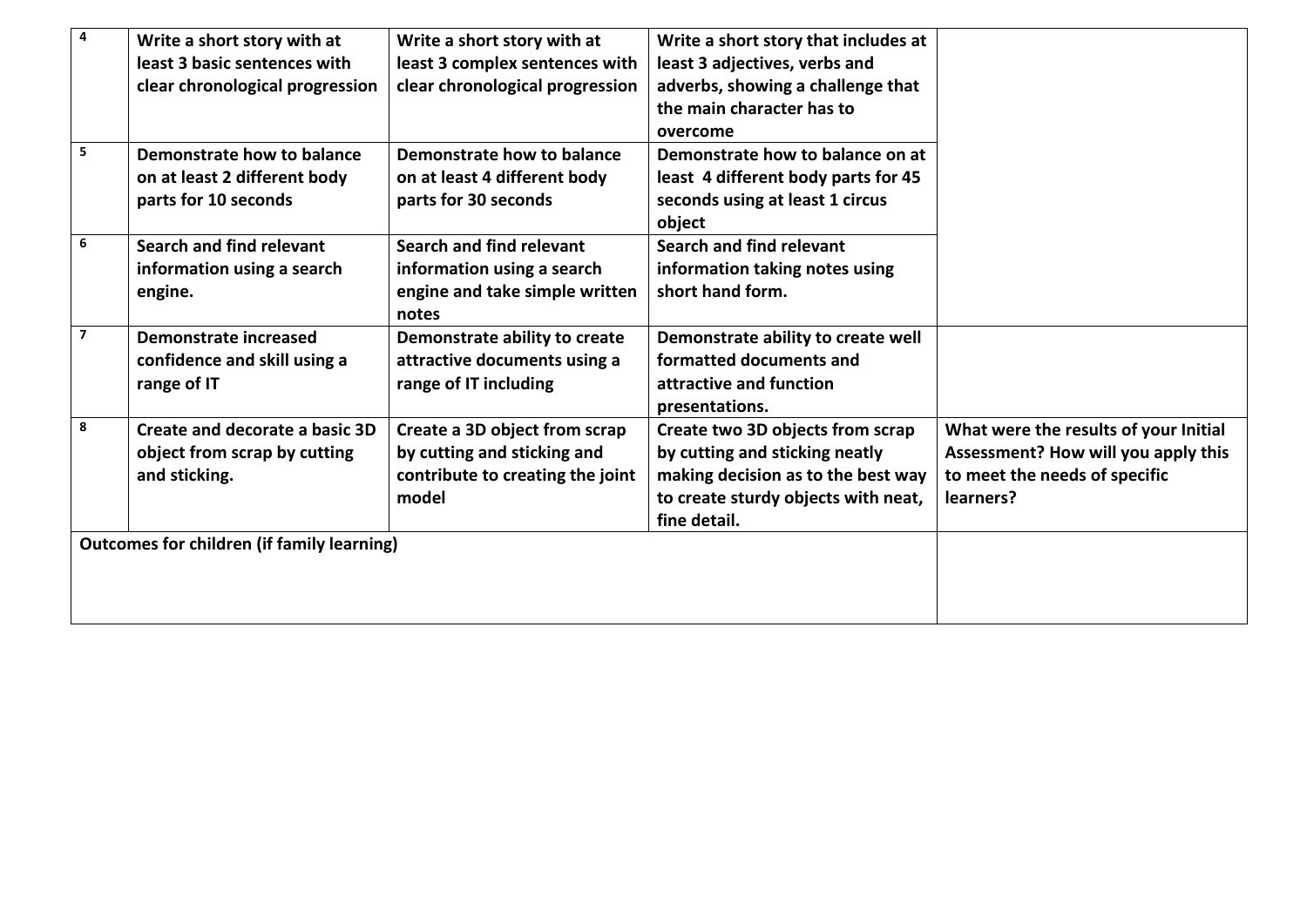| | | | | |
|---|---|---|---|---|
| 4 | **Write a short story with at least 3 basic sentences with clear chronological progression** | **Write a short story with at least 3 complex sentences with clear chronological progression** | **Write a short story that includes at least 3 adjectives, verbs and adverbs, showing a challenge that the main character has to overcome** | |
| 5 | **Demonstrate how to balance on at least 2 different body parts for 10 seconds** | **Demonstrate how to balance on at least 4 different body parts for 30 seconds** | **Demonstrate how to balance on at least 4 different body parts for 45 seconds using at least 1 circus object** | |
| 6 | **Search and find relevant information using a search engine.** | **Search and find relevant information using a search engine and take simple written notes** | **Search and find relevant information taking notes using short hand form.** | |
| 7 | **Demonstrate increased confidence and skill using a range of IT** | **Demonstrate ability to create attractive documents using a range of IT including** | **Demonstrate ability to create well formatted documents and attractive and function presentations.** | |
| 8 | **Create and decorate a basic 3D object from scrap by cutting and sticking.** | **Create a 3D object from scrap by cutting and sticking and contribute to creating the joint model** | **Create two 3D objects from scrap by cutting and sticking neatly making decision as to the best way to create sturdy objects with neat, fine detail.** | **What were the results of your Initial Assessment? How will you apply this to meet the needs of specific learners?** |
| **Outcomes for children (if family learning)** | | | | |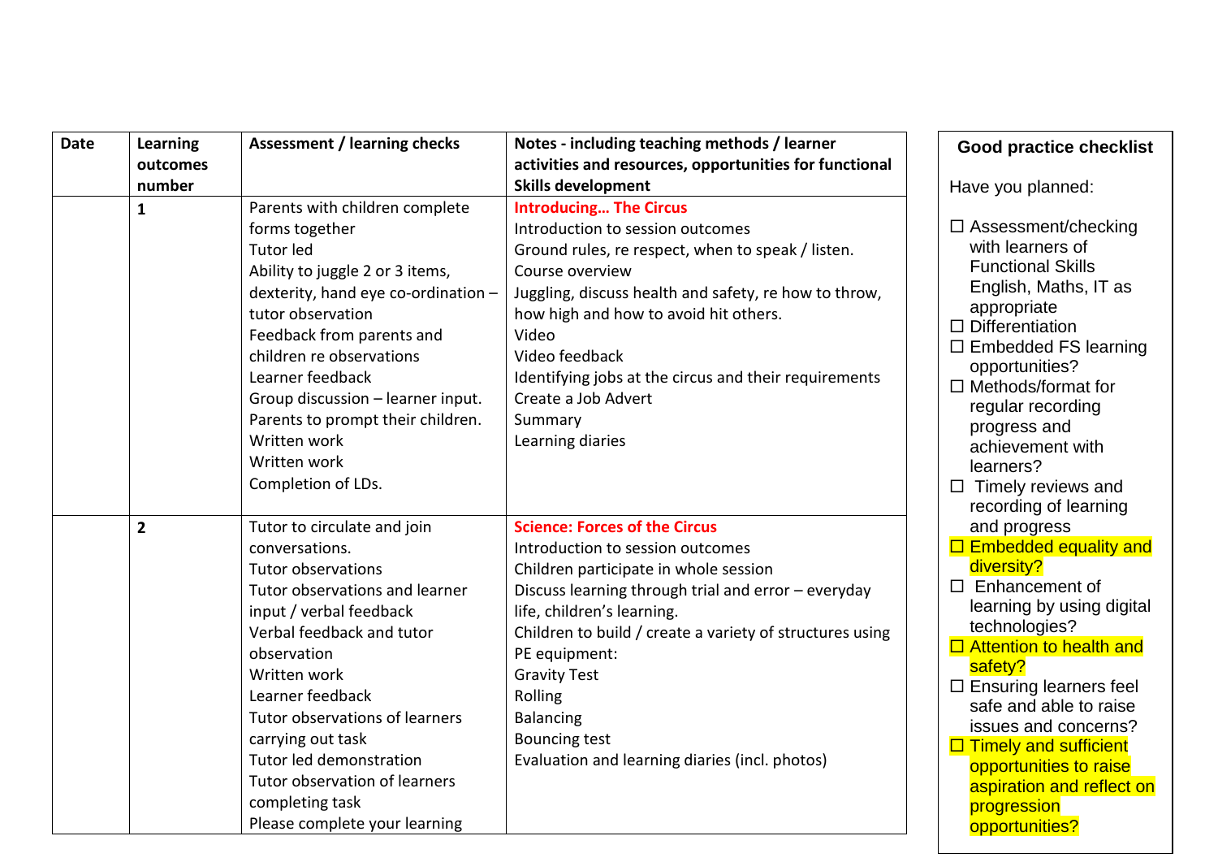| Date | Learning outcomes number | Assessment / learning checks | Notes - including teaching methods / learner activities and resources, opportunities for functional Skills development |
|---|---|---|---|
| | **1** | Parents with children complete forms together<br>Tutor led<br>Ability to juggle 2 or 3 items, dexterity, hand eye co-ordination – tutor observation<br>Feedback from parents and children re observations<br>Learner feedback<br>Group discussion – learner input. Parents to prompt their children.<br>Written work<br>Written work<br>Completion of LDs. | **Introducing… The Circus**<br>Introduction to session outcomes<br>Ground rules, re respect, when to speak / listen.<br>Course overview<br>Juggling, discuss health and safety, re how to throw, how high and how to avoid hit others.<br>Video<br>Video feedback<br>Identifying jobs at the circus and their requirements<br>Create a Job Advert<br>Summary<br>Learning diaries |
| | **2** | Tutor to circulate and join conversations.<br>Tutor observations<br>Tutor observations and learner input / verbal feedback<br>Verbal feedback and tutor observation<br>Written work<br>Learner feedback<br>Tutor observations of learners carrying out task<br>Tutor led demonstration<br>Tutor observation of learners completing task<br>Please complete your learning | **Science: Forces of the Circus**<br>Introduction to session outcomes<br>Children participate in whole session<br>Discuss learning through trial and error – everyday life, children's learning.<br>Children to build / create a variety of structures using PE equipment:<br>Gravity Test<br>Rolling<br>Balancing<br>Bouncing test<br>Evaluation and learning diaries (incl. photos) |

**Good practice checklist**

Have you planned:

- ☐ Assessment/checking with learners of Functional Skills English, Maths, IT as appropriate
- ☐ Differentiation
- ☐ Embedded FS learning opportunities?
- ☐ Methods/format for regular recording progress and achievement with learners?
- ☐ Timely reviews and recording of learning and progress
- ☐ Embedded equality and diversity?
- ☐ Enhancement of learning by using digital technologies?
- ☐ Attention to health and safety?
- ☐ Ensuring learners feel safe and able to raise issues and concerns?
- ☐ Timely and sufficient opportunities to raise aspiration and reflect on progression opportunities?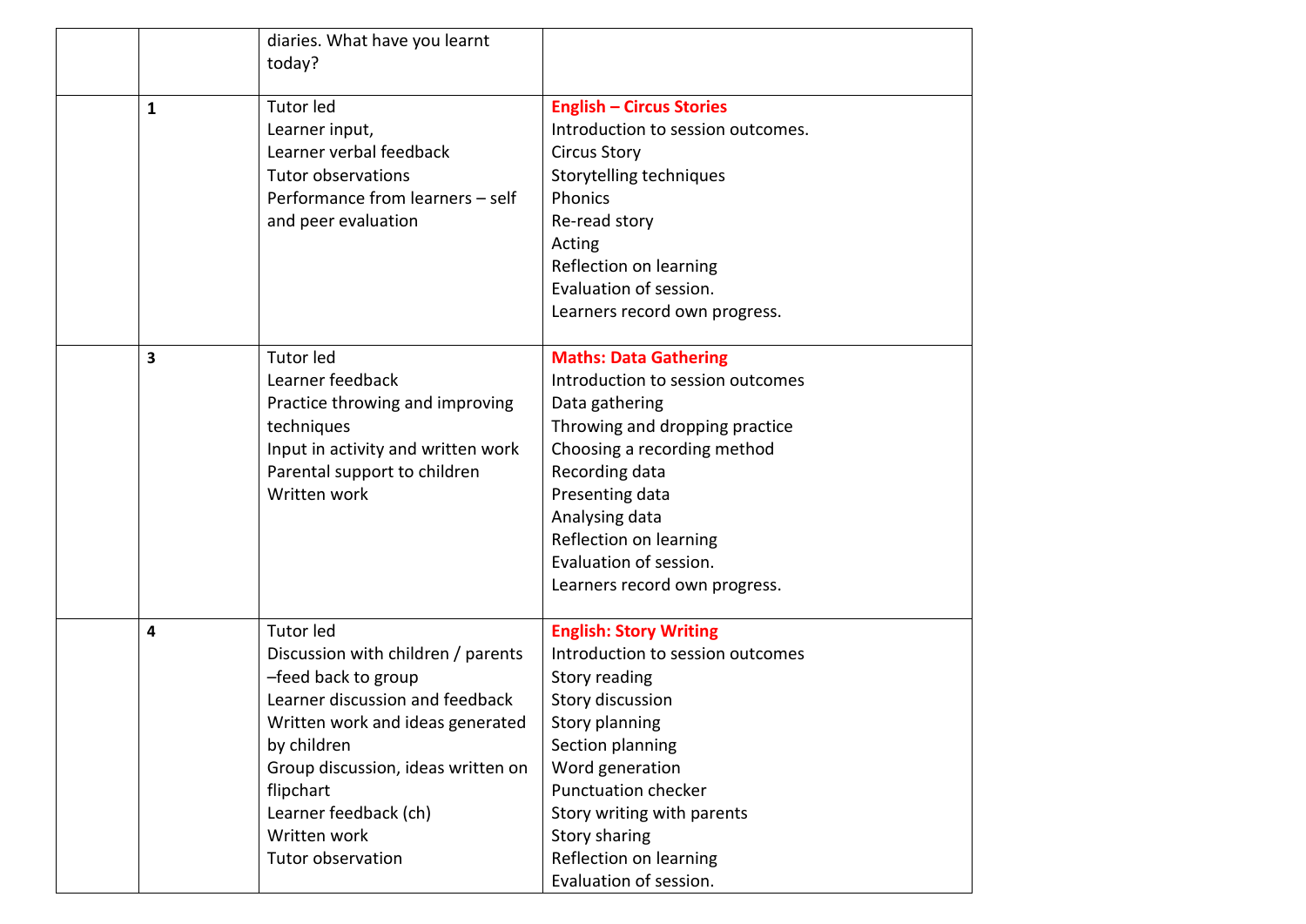| | | | |
|---|---|---|---|
| | | diaries. What have you learnt today? | |
| | **1** | Tutor led<br>Learner input,<br>Learner verbal feedback<br>Tutor observations<br>Performance from learners – self and peer evaluation | **English – Circus Stories**<br>Introduction to session outcomes.<br>Circus Story<br>Storytelling techniques<br>Phonics<br>Re-read story<br>Acting<br>Reflection on learning<br>Evaluation of session.<br>Learners record own progress. |
| | **3** | Tutor led<br>Learner feedback<br>Practice throwing and improving techniques<br>Input in activity and written work<br>Parental support to children<br>Written work | **Maths: Data Gathering**<br>Introduction to session outcomes<br>Data gathering<br>Throwing and dropping practice<br>Choosing a recording method<br>Recording data<br>Presenting data<br>Analysing data<br>Reflection on learning<br>Evaluation of session.<br>Learners record own progress. |
| | **4** | Tutor led<br>Discussion with children / parents –feed back to group<br>Learner discussion and feedback<br>Written work and ideas generated by children<br>Group discussion, ideas written on flipchart<br>Learner feedback (ch)<br>Written work<br>Tutor observation | **English: Story Writing**<br>Introduction to session outcomes<br>Story reading<br>Story discussion<br>Story planning<br>Section planning<br>Word generation<br>Punctuation checker<br>Story writing with parents<br>Story sharing<br>Reflection on learning<br>Evaluation of session. |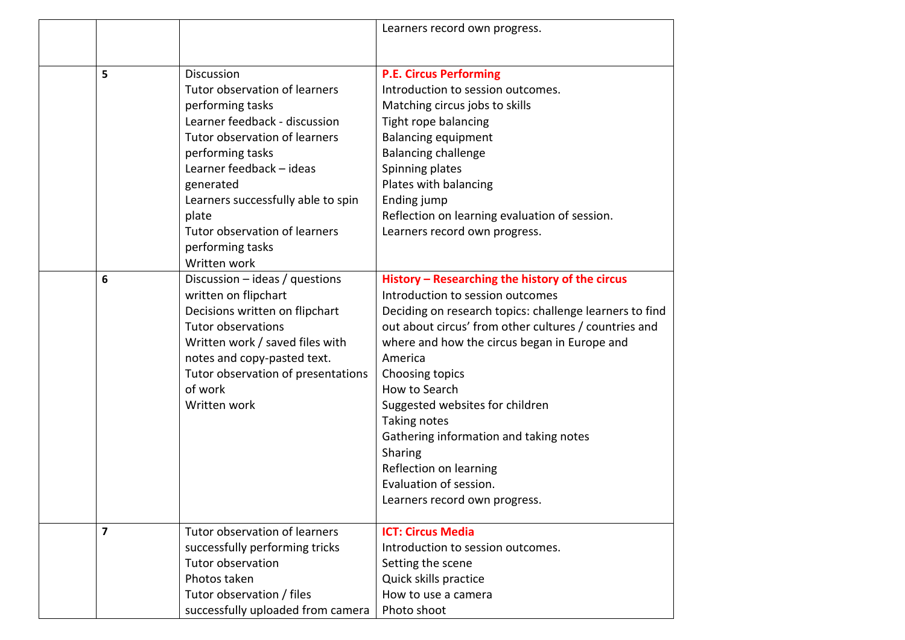|  |  |  | Learners record own progress. |
|---|---|---|---|
|  | **5** | Discussion<br>Tutor observation of learners performing tasks<br>Learner feedback - discussion<br>Tutor observation of learners performing tasks<br>Learner feedback – ideas generated<br>Learners successfully able to spin plate<br>Tutor observation of learners performing tasks<br>Written work | **P.E. Circus Performing**<br>Introduction to session outcomes.<br>Matching circus jobs to skills<br>Tight rope balancing<br>Balancing equipment<br>Balancing challenge<br>Spinning plates<br>Plates with balancing<br>Ending jump<br>Reflection on learning evaluation of session.<br>Learners record own progress. |
|  | **6** | Discussion – ideas / questions written on flipchart<br>Decisions written on flipchart<br>Tutor observations<br>Written work / saved files with notes and copy-pasted text.<br>Tutor observation of presentations of work<br>Written work | **History – Researching the history of the circus**<br>Introduction to session outcomes<br>Deciding on research topics: challenge learners to find out about circus' from other cultures / countries and where and how the circus began in Europe and America<br>Choosing topics<br>How to Search<br>Suggested websites for children<br>Taking notes<br>Gathering information and taking notes<br>Sharing<br>Reflection on learning<br>Evaluation of session.<br>Learners record own progress. |
|  | **7** | Tutor observation of learners successfully performing tricks<br>Tutor observation<br>Photos taken<br>Tutor observation / files successfully uploaded from camera | **ICT: Circus Media**<br>Introduction to session outcomes.<br>Setting the scene<br>Quick skills practice<br>How to use a camera<br>Photo shoot |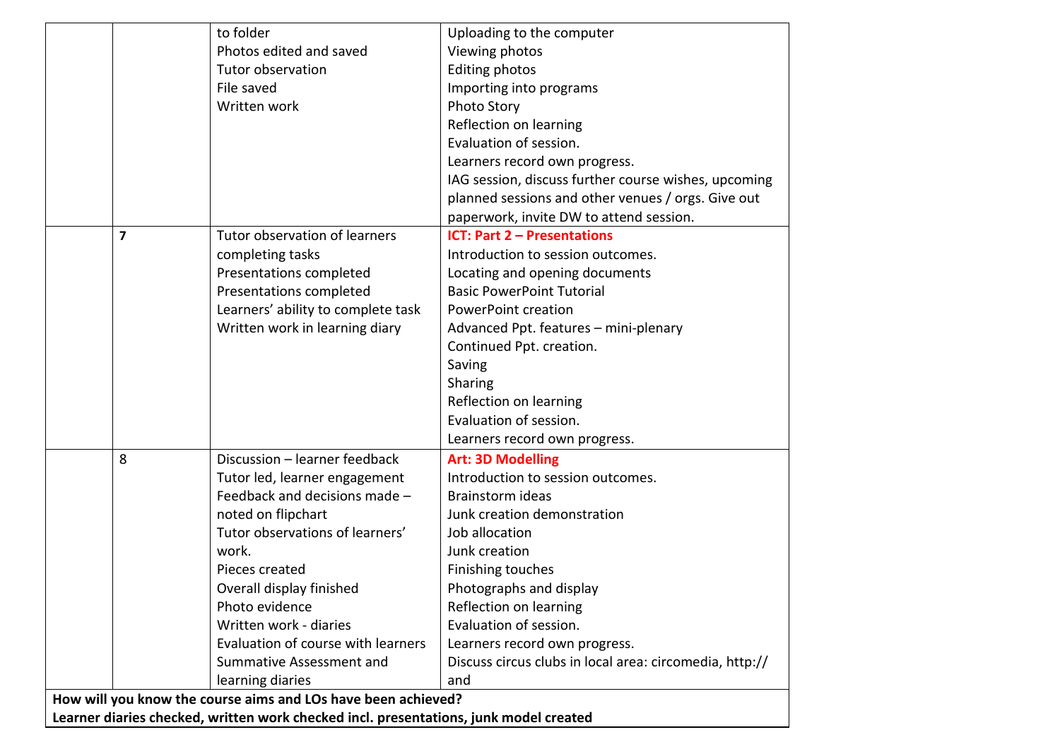| | | | |
|---|---|---|---|
| | | to folder<br>Photos edited and saved<br>Tutor observation<br>File saved<br>Written work | Uploading to the computer<br>Viewing photos<br>Editing photos<br>Importing into programs<br>Photo Story<br>Reflection on learning<br>Evaluation of session.<br>Learners record own progress.<br>IAG session, discuss further course wishes, upcoming planned sessions and other venues / orgs. Give out paperwork, invite DW to attend session. |
| | **7** | Tutor observation of learners completing tasks<br>Presentations completed<br>Presentations completed<br>Learners' ability to complete task<br>Written work in learning diary | **ICT: Part 2 – Presentations**<br>Introduction to session outcomes.<br>Locating and opening documents<br>Basic PowerPoint Tutorial<br>PowerPoint creation<br>Advanced Ppt. features – mini-plenary<br>Continued Ppt. creation.<br>Saving<br>Sharing<br>Reflection on learning<br>Evaluation of session.<br>Learners record own progress. |
| | 8 | Discussion – learner feedback<br>Tutor led, learner engagement<br>Feedback and decisions made – noted on flipchart<br>Tutor observations of learners' work.<br>Pieces created<br>Overall display finished<br>Photo evidence<br>Written work - diaries<br>Evaluation of course with learners<br>Summative Assessment and learning diaries | **Art: 3D Modelling**<br>Introduction to session outcomes.<br>Brainstorm ideas<br>Junk creation demonstration<br>Job allocation<br>Junk creation<br>Finishing touches<br>Photographs and display<br>Reflection on learning<br>Evaluation of session.<br>Learners record own progress.<br>Discuss circus clubs in local area: circomedia, http:// and |
| **How will you know the course aims and LOs have been achieved?**<br>**Learner diaries checked, written work checked incl. presentations, junk model created** | | | |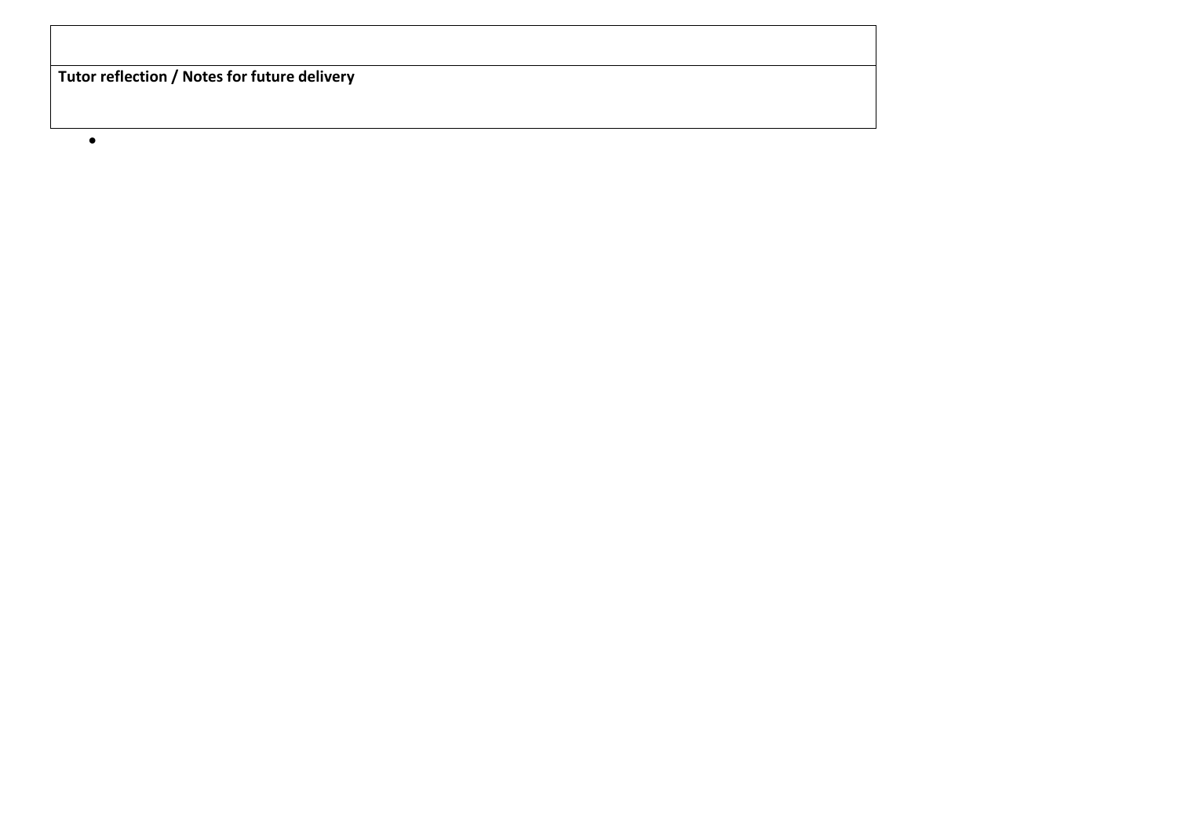| |
|---|
| |
| **Tutor reflection / Notes for future delivery** |

-